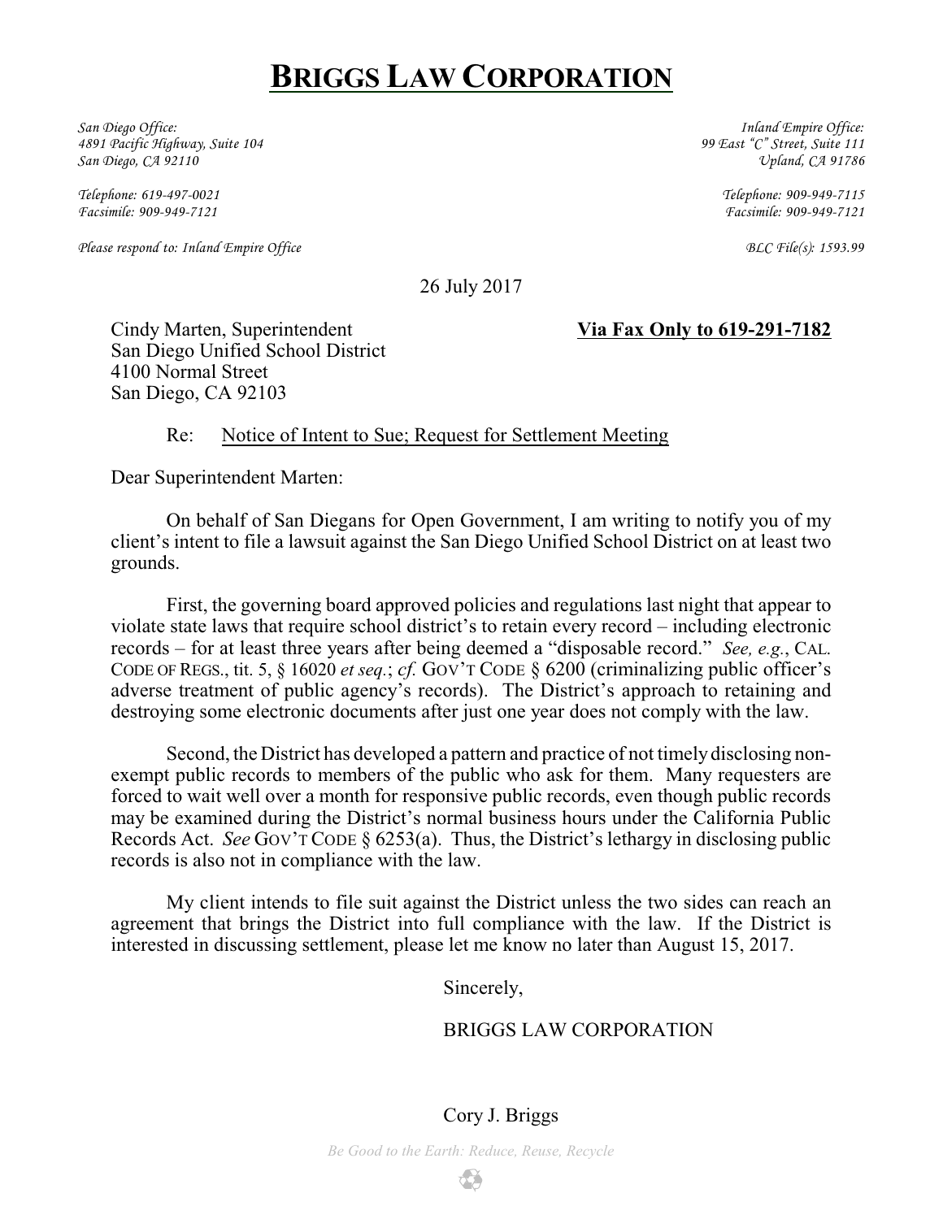# BRIGGS LAW CORPORATION

*San Diego Office:*
*4891 Pacific Highway, Suite 104*
*San Diego, CA 92110*

*Telephone: 619-497-0021*
*Facsimile: 909-949-7121*

*Please respond to: Inland Empire Office*

*Inland Empire Office:*
*99 East "C" Street, Suite 111*
*Upland, CA 91786*

*Telephone: 909-949-7115*
*Facsimile: 909-949-7121*

*BLC File(s): 1593.99*

26 July 2017

Cindy Marten, Superintendent
San Diego Unified School District
4100 Normal Street
San Diego, CA 92103

**Via Fax Only to 619-291-7182**

Re: Notice of Intent to Sue; Request for Settlement Meeting

Dear Superintendent Marten:

On behalf of San Diegans for Open Government, I am writing to notify you of my client's intent to file a lawsuit against the San Diego Unified School District on at least two grounds.

First, the governing board approved policies and regulations last night that appear to violate state laws that require school district's to retain every record – including electronic records – for at least three years after being deemed a "disposable record." *See, e.g.*, CAL. CODE OF REGS., tit. 5, § 16020 *et seq.*; *cf.* GOV'T CODE § 6200 (criminalizing public officer's adverse treatment of public agency's records). The District's approach to retaining and destroying some electronic documents after just one year does not comply with the law.

Second, the District has developed a pattern and practice of not timely disclosing non-exempt public records to members of the public who ask for them. Many requesters are forced to wait well over a month for responsive public records, even though public records may be examined during the District's normal business hours under the California Public Records Act. *See* GOV'T CODE § 6253(a). Thus, the District's lethargy in disclosing public records is also not in compliance with the law.

My client intends to file suit against the District unless the two sides can reach an agreement that brings the District into full compliance with the law. If the District is interested in discussing settlement, please let me know no later than August 15, 2017.

Sincerely,

BRIGGS LAW CORPORATION

Cory J. Briggs

*Be Good to the Earth: Reduce, Reuse, Recycle*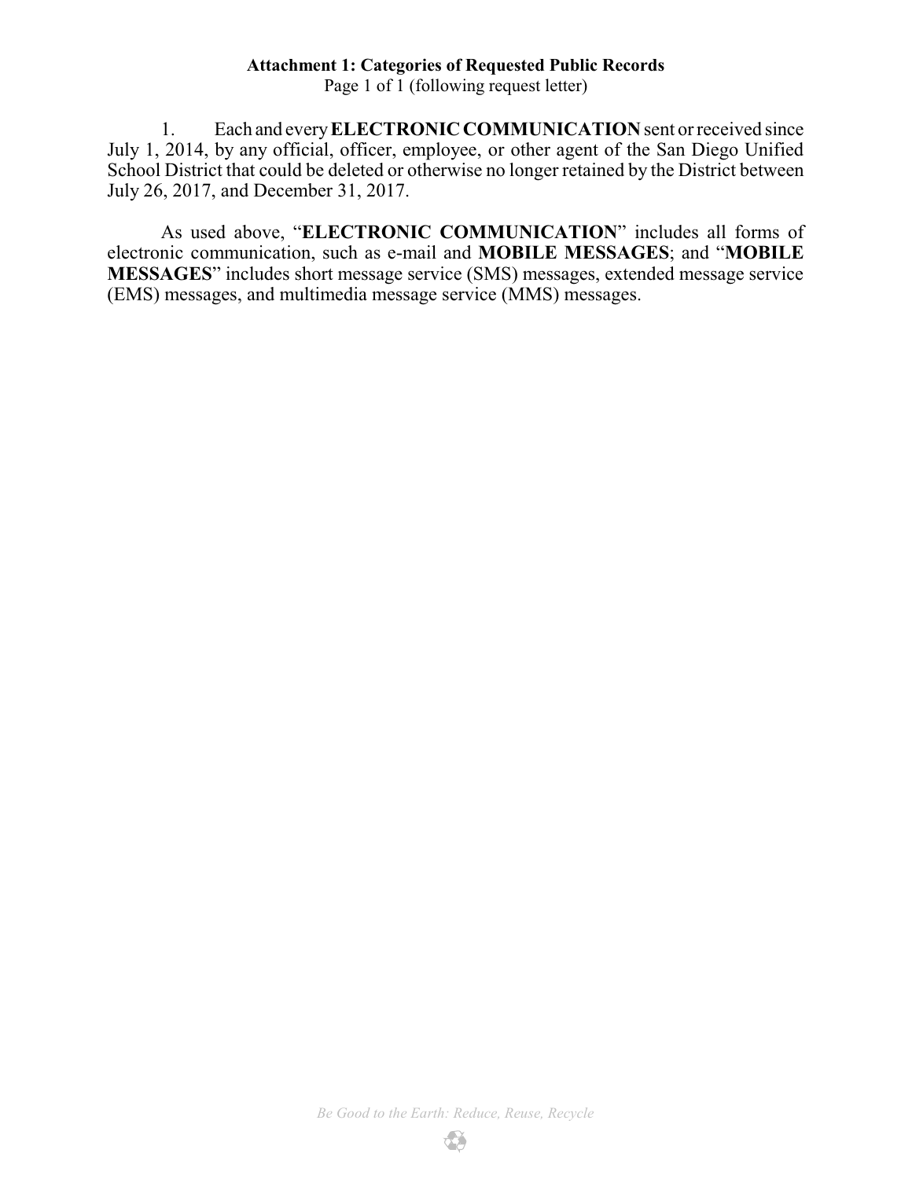**Attachment 1: Categories of Requested Public Records**

Page 1 of 1 (following request letter)

1. Each and every **ELECTRONIC COMMUNICATION** sent or received since July 1, 2014, by any official, officer, employee, or other agent of the San Diego Unified School District that could be deleted or otherwise no longer retained by the District between July 26, 2017, and December 31, 2017.

As used above, "**ELECTRONIC COMMUNICATION**" includes all forms of electronic communication, such as e-mail and **MOBILE MESSAGES**; and "**MOBILE MESSAGES**" includes short message service (SMS) messages, extended message service (EMS) messages, and multimedia message service (MMS) messages.